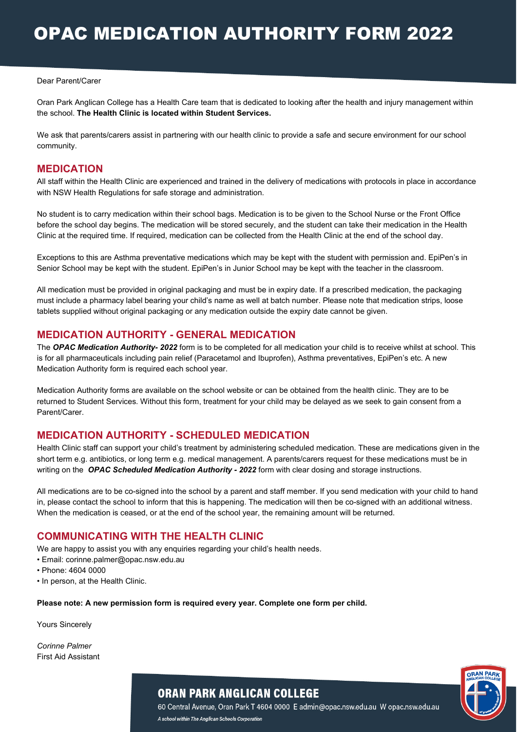# OPAC MEDICATION AUTHORITY FORM 2022

Dear Parent/Carer

Oran Park Anglican College has a Health Care team that is dedicated to looking after the health and injury management within the school. **The Health Clinic is located within Student Services.**

We ask that parents/carers assist in partnering with our health clinic to provide a safe and secure environment for our school community.

## MEDICATION

All staff within the Health Clinic are experienced and trained in the delivery of medications with protocols in place in accordance with NSW Health Regulations for safe storage and administration.

No student is to carry medication within their school bags. Medication is to be given to the School Nurse or the Front Office before the school day begins. The medication will be stored securely, and the student can take their medication in the Health Clinic at the required time. If required, medication can be collected from the Health Clinic at the end of the school day.

Exceptions to this are Asthma preventative medications which may be kept with the student with permission and. EpiPen's in Senior School may be kept with the student. EpiPen's in Junior School may be kept with the teacher in the classroom.

All medication must be provided in original packaging and must be in expiry date. If a prescribed medication, the packaging must include a pharmacy label bearing your child's name as well at batch number. Please note that medication strips, loose tablets supplied without original packaging or any medication outside the expiry date cannot be given.

## MEDICATION AUTHORITY - GENERAL MEDICATION

The ***OPAC Medication Authority- 2022*** form is to be completed for all medication your child is to receive whilst at school. This is for all pharmaceuticals including pain relief (Paracetamol and Ibuprofen), Asthma preventatives, EpiPen's etc. A new Medication Authority form is required each school year.

Medication Authority forms are available on the school website or can be obtained from the health clinic. They are to be returned to Student Services. Without this form, treatment for your child may be delayed as we seek to gain consent from a Parent/Carer.

## MEDICATION AUTHORITY - SCHEDULED MEDICATION

Health Clinic staff can support your child's treatment by administering scheduled medication. These are medications given in the short term e.g. antibiotics, or long term e.g. medical management. A parents/carers request for these medications must be in writing on the ***OPAC Scheduled Medication Authority - 2022*** form with clear dosing and storage instructions.

All medications are to be co-signed into the school by a parent and staff member. If you send medication with your child to hand in, please contact the school to inform that this is happening. The medication will then be co-signed with an additional witness. When the medication is ceased, or at the end of the school year, the remaining amount will be returned.

## COMMUNICATING WITH THE HEALTH CLINIC

We are happy to assist you with any enquiries regarding your child's health needs.

- Email: corinne.palmer@opac.nsw.edu.au
- Phone: 4604 0000
- In person, at the Health Clinic.

**Please note: A new permission form is required every year. Complete one form per child.**

Yours Sincerely

*Corinne Palmer*
First Aid Assistant

**ORAN PARK ANGLICAN COLLEGE**
60 Central Avenue, Oran Park T 4604 0000 E admin@opac.nsw.edu.au W opac.nsw.edu.au
*A school within The Anglican Schools Corporation*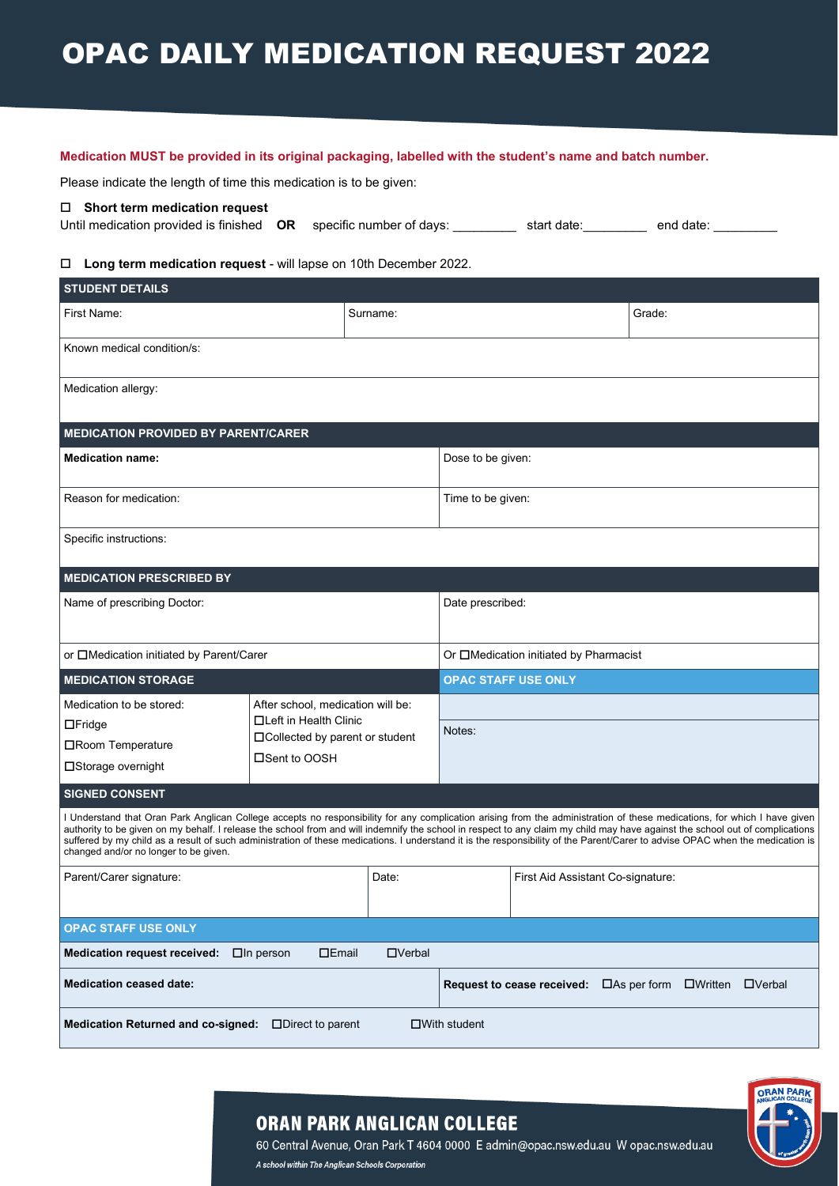# OPAC DAILY MEDICATION REQUEST 2022

**Medication MUST be provided in its original packaging, labelled with the student's name and batch number.**

Please indicate the length of time this medication is to be given:

☐ **Short term medication request**
Until medication provided is finished **OR** specific number of days: _________ start date:_________ end date: _________

☐ **Long term medication request** - will lapse on 10th December 2022.

| STUDENT DETAILS | | |
|---|---|---|
| First Name: | Surname: | Grade: |
| Known medical condition/s: | | |
| Medication allergy: | | |

| MEDICATION PROVIDED BY PARENT/CARER | |
|---|---|
| **Medication name:** | Dose to be given: |
| Reason for medication: | Time to be given: |
| Specific instructions: | |

| MEDICATION PRESCRIBED BY | |
|---|---|
| Name of prescribing Doctor: | Date prescribed: |
| or ☐Medication initiated by Parent/Carer | Or ☐Medication initiated by Pharmacist |

| MEDICATION STORAGE | | OPAC STAFF USE ONLY |
|---|---|---|
| Medication to be stored:<br>☐Fridge<br>☐Room Temperature<br>☐Storage overnight | After school, medication will be:<br>☐Left in Health Clinic<br>☐Collected by parent or student<br>☐Sent to OOSH | Notes: |

**SIGNED CONSENT**

I Understand that Oran Park Anglican College accepts no responsibility for any complication arising from the administration of these medications, for which I have given authority to be given on my behalf. I release the school from and will indemnify the school in respect to any claim my child may have against the school out of complications suffered by my child as a result of such administration of these medications. I understand it is the responsibility of the Parent/Carer to advise OPAC when the medication is changed and/or no longer to be given.

| Parent/Carer signature: | Date: | First Aid Assistant Co-signature: |
|---|---|---|

| OPAC STAFF USE ONLY | |
|---|---|
| **Medication request received:** ☐In person ☐Email ☐Verbal | |
| **Medication ceased date:** | **Request to cease received:** ☐As per form ☐Written ☐Verbal |
| **Medication Returned and co-signed:** ☐Direct to parent ☐With student | |

**ORAN PARK ANGLICAN COLLEGE**
60 Central Avenue, Oran Park T 4604 0000 E admin@opac.nsw.edu.au W opac.nsw.edu.au
*A school within The Anglican Schools Corporation*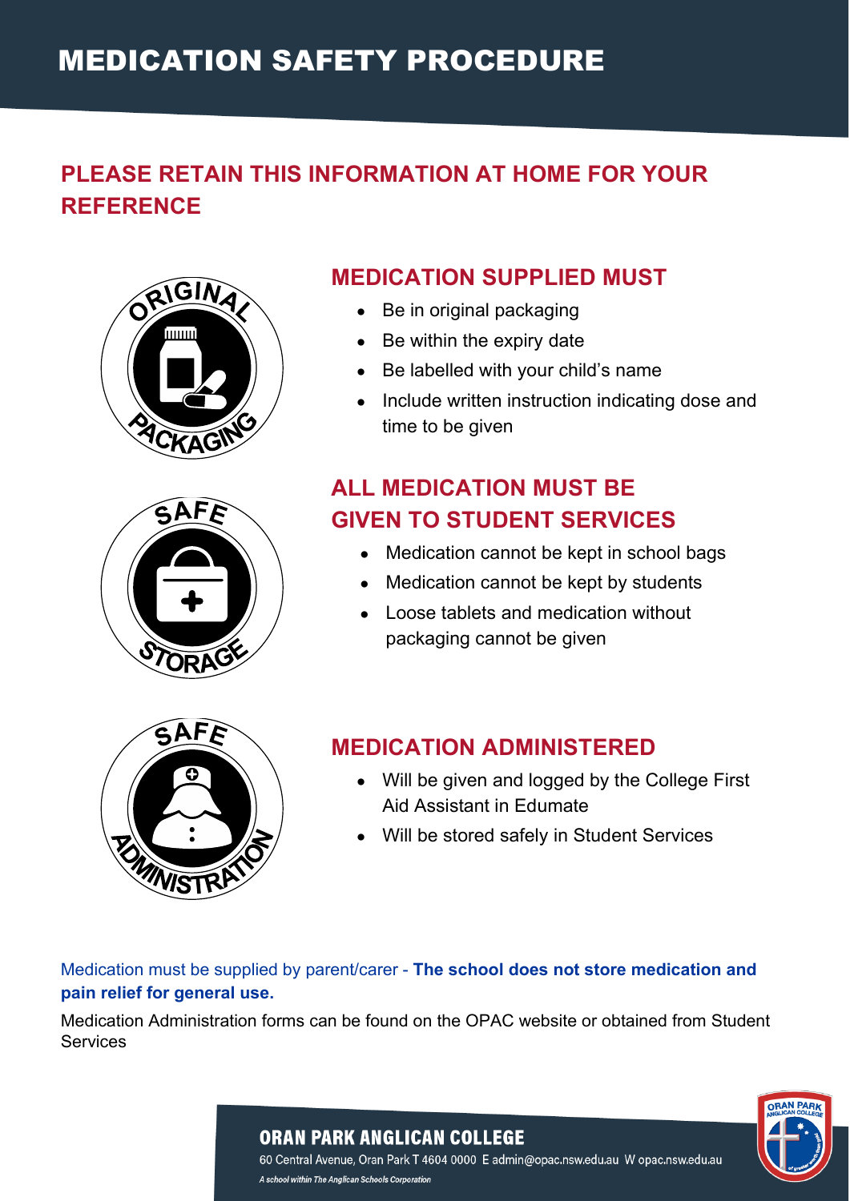# MEDICATION SAFETY PROCEDURE

## PLEASE RETAIN THIS INFORMATION AT HOME FOR YOUR REFERENCE

### MEDICATION SUPPLIED MUST

- Be in original packaging
- Be within the expiry date
- Be labelled with your child's name
- Include written instruction indicating dose and time to be given

### ALL MEDICATION MUST BE GIVEN TO STUDENT SERVICES

- Medication cannot be kept in school bags
- Medication cannot be kept by students
- Loose tablets and medication without packaging cannot be given

### MEDICATION ADMINISTERED

- Will be given and logged by the College First Aid Assistant in Edumate
- Will be stored safely in Student Services

Medication must be supplied by parent/carer - **The school does not store medication and pain relief for general use.**

Medication Administration forms can be found on the OPAC website or obtained from Student Services

**ORAN PARK ANGLICAN COLLEGE**

60 Central Avenue, Oran Park T 4604 0000 E admin@opac.nsw.edu.au W opac.nsw.edu.au

*A school within The Anglican Schools Corporation*